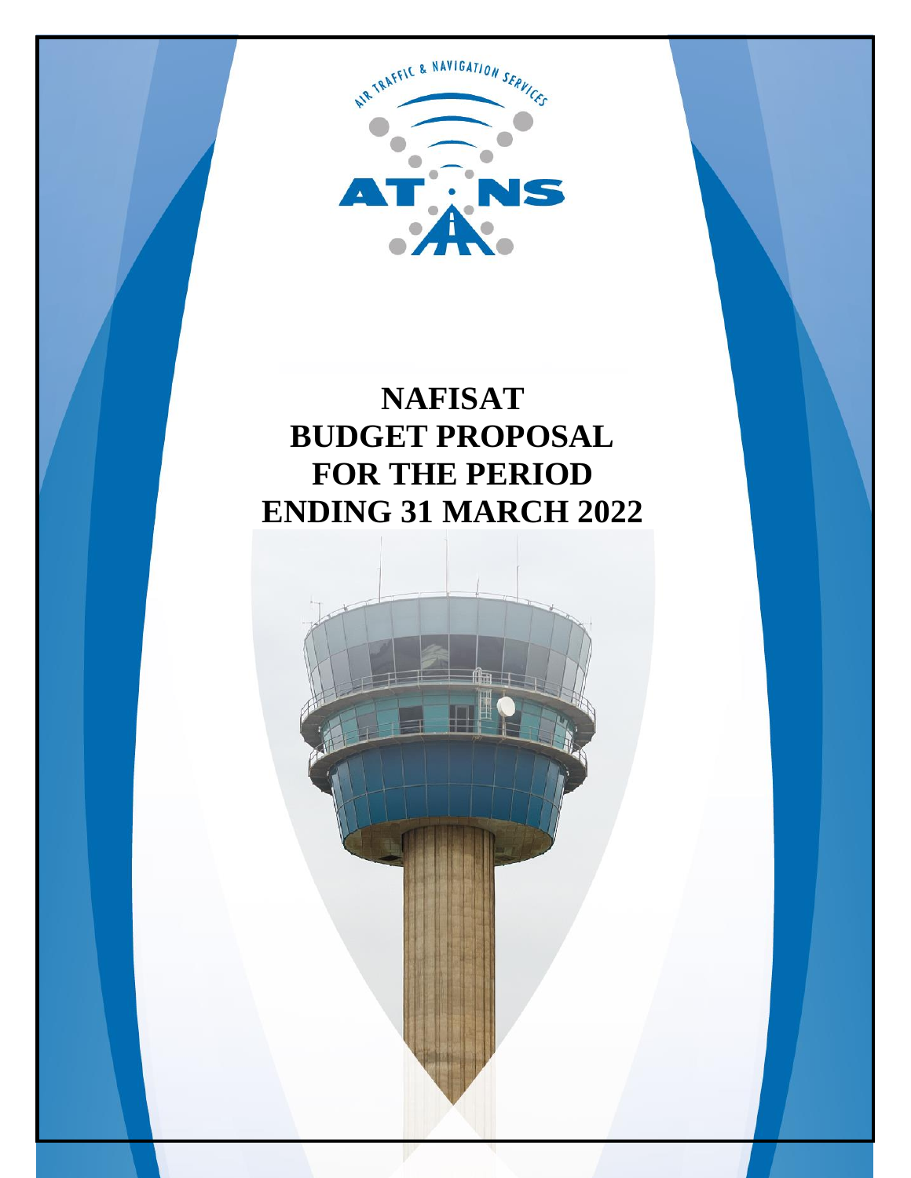AIR TRAFFIC & NAVIGATION SERVICES

ATNS

# NAFISAT BUDGET PROPOSAL FOR THE PERIOD ENDING 31 MARCH 2022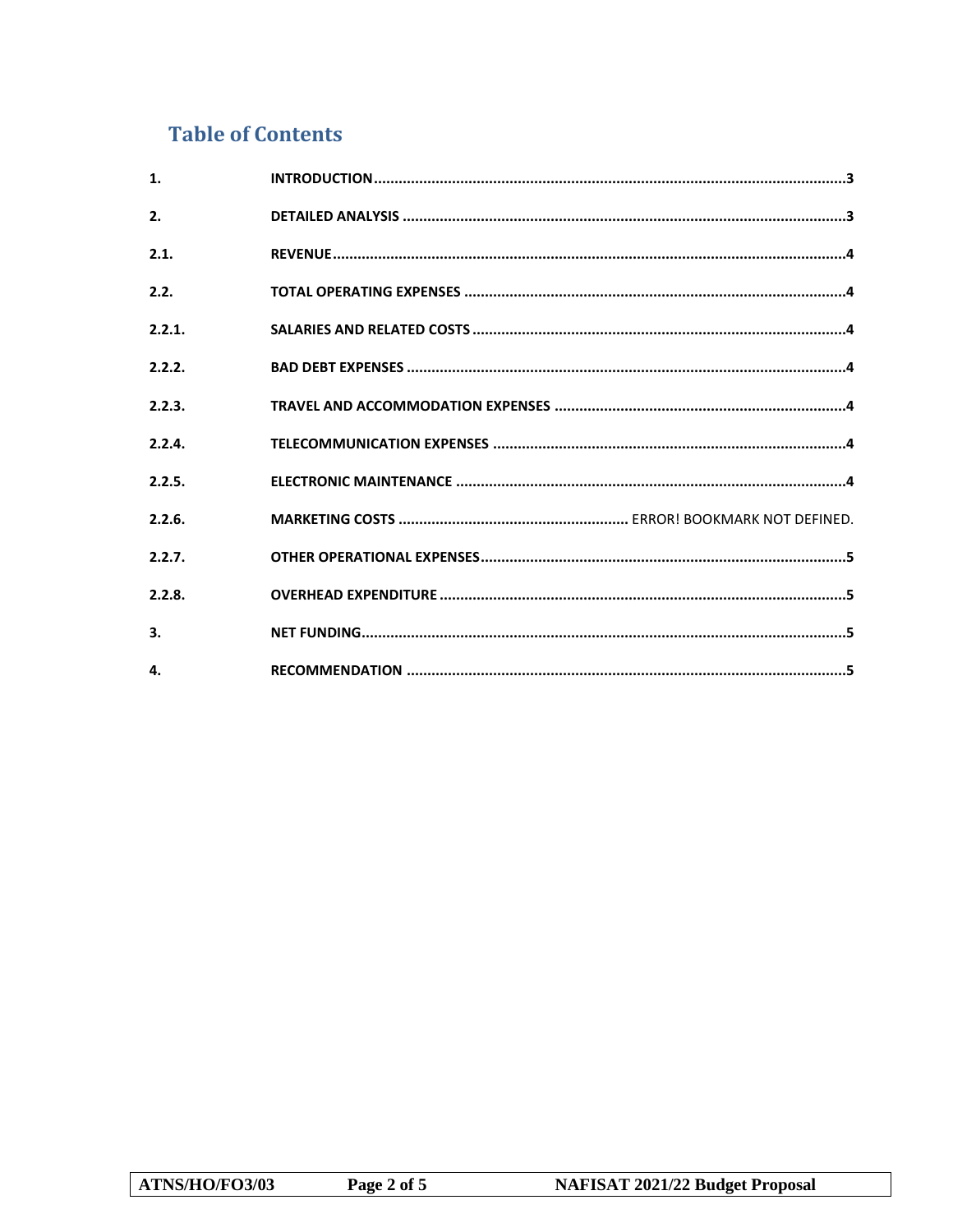## Table of Contents

| | | |
|---|---|---|
| 1. | INTRODUCTION | 3 |
| 2. | DETAILED ANALYSIS | 3 |
| 2.1. | REVENUE | 4 |
| 2.2. | TOTAL OPERATING EXPENSES | 4 |
| 2.2.1. | SALARIES AND RELATED COSTS | 4 |
| 2.2.2. | BAD DEBT EXPENSES | 4 |
| 2.2.3. | TRAVEL AND ACCOMMODATION EXPENSES | 4 |
| 2.2.4. | TELECOMMUNICATION EXPENSES | 4 |
| 2.2.5. | ELECTRONIC MAINTENANCE | 4 |
| 2.2.6. | MARKETING COSTS | ERROR! BOOKMARK NOT DEFINED. |
| 2.2.7. | OTHER OPERATIONAL EXPENSES | 5 |
| 2.2.8. | OVERHEAD EXPENDITURE | 5 |
| 3. | NET FUNDING | 5 |
| 4. | RECOMMENDATION | 5 |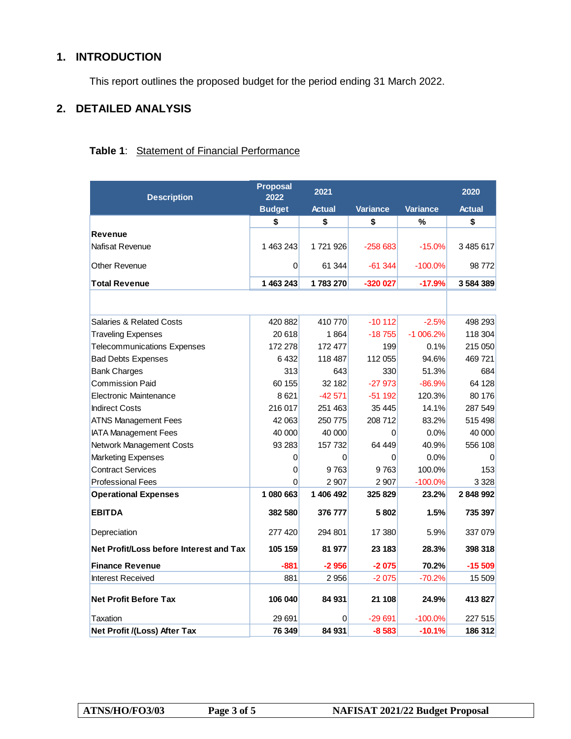## 1. INTRODUCTION

This report outlines the proposed budget for the period ending 31 March 2022.

## 2. DETAILED ANALYSIS

**Table 1**: Statement of Financial Performance

| Description | Proposal 2022 Budget | 2021 Actual | Variance | Variance | 2020 Actual |
|---|---|---|---|---|---|
| | $ | $ | $ | % | $ |
| **Revenue** | | | | | |
| Nafisat Revenue | 1 463 243 | 1 721 926 | -258 683 | -15.0% | 3 485 617 |
| Other Revenue | 0 | 61 344 | -61 344 | -100.0% | 98 772 |
| **Total Revenue** | **1 463 243** | **1 783 270** | **-320 027** | **-17.9%** | **3 584 389** |
| | | | | | |
| Salaries & Related Costs | 420 882 | 410 770 | -10 112 | -2.5% | 498 293 |
| Traveling Expenses | 20 618 | 1 864 | -18 755 | -1 006.2% | 118 304 |
| Telecommunications Expenses | 172 278 | 172 477 | 199 | 0.1% | 215 050 |
| Bad Debts Expenses | 6 432 | 118 487 | 112 055 | 94.6% | 469 721 |
| Bank Charges | 313 | 643 | 330 | 51.3% | 684 |
| Commission Paid | 60 155 | 32 182 | -27 973 | -86.9% | 64 128 |
| Electronic Maintenance | 8 621 | -42 571 | -51 192 | 120.3% | 80 176 |
| Indirect Costs | 216 017 | 251 463 | 35 445 | 14.1% | 287 549 |
| ATNS Management Fees | 42 063 | 250 775 | 208 712 | 83.2% | 515 498 |
| IATA Management Fees | 40 000 | 40 000 | 0 | 0.0% | 40 000 |
| Network Management Costs | 93 283 | 157 732 | 64 449 | 40.9% | 556 108 |
| Marketing Expenses | 0 | 0 | 0 | 0.0% | 0 |
| Contract Services | 0 | 9 763 | 9 763 | 100.0% | 153 |
| Professional Fees | 0 | 2 907 | 2 907 | -100.0% | 3 328 |
| **Operational Expenses** | **1 080 663** | **1 406 492** | **325 829** | **23.2%** | **2 848 992** |
| **EBITDA** | **382 580** | **376 777** | **5 802** | **1.5%** | **735 397** |
| Depreciation | 277 420 | 294 801 | 17 380 | 5.9% | 337 079 |
| **Net Profit/Loss before Interest and Tax** | **105 159** | **81 977** | **23 183** | **28.3%** | **398 318** |
| **Finance Revenue** | **-881** | **-2 956** | **-2 075** | **70.2%** | **-15 509** |
| Interest Received | 881 | 2 956 | -2 075 | -70.2% | 15 509 |
| **Net Profit Before Tax** | **106 040** | **84 931** | **21 108** | **24.9%** | **413 827** |
| Taxation | 29 691 | 0 | -29 691 | -100.0% | 227 515 |
| **Net Profit /(Loss) After Tax** | **76 349** | **84 931** | **-8 583** | **-10.1%** | **186 312** |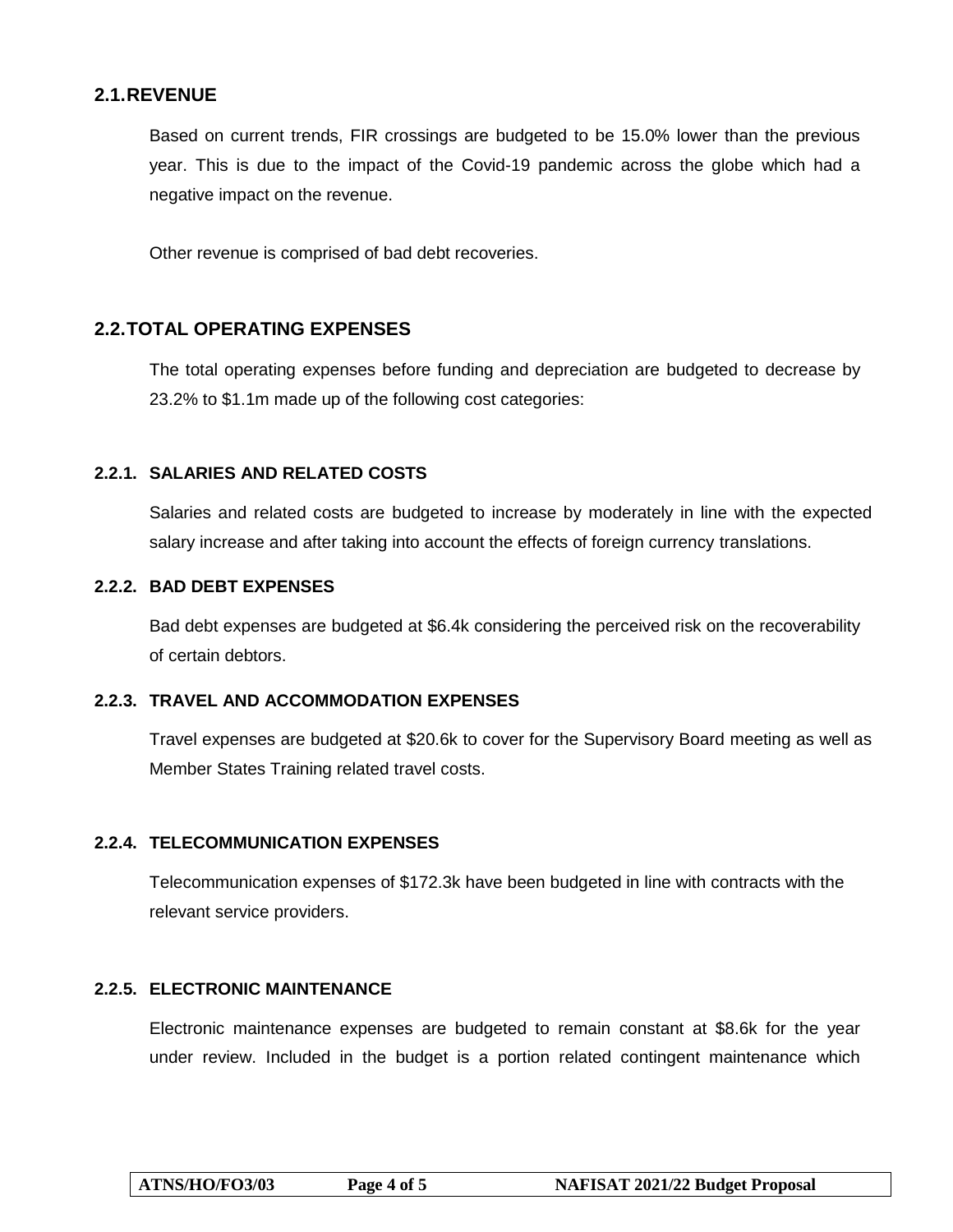## 2.1. REVENUE

Based on current trends, FIR crossings are budgeted to be 15.0% lower than the previous year. This is due to the impact of the Covid-19 pandemic across the globe which had a negative impact on the revenue.

Other revenue is comprised of bad debt recoveries.

## 2.2. TOTAL OPERATING EXPENSES

The total operating expenses before funding and depreciation are budgeted to decrease by 23.2% to $1.1m made up of the following cost categories:

### 2.2.1. SALARIES AND RELATED COSTS

Salaries and related costs are budgeted to increase by moderately in line with the expected salary increase and after taking into account the effects of foreign currency translations.

### 2.2.2. BAD DEBT EXPENSES

Bad debt expenses are budgeted at $6.4k considering the perceived risk on the recoverability of certain debtors.

### 2.2.3. TRAVEL AND ACCOMMODATION EXPENSES

Travel expenses are budgeted at $20.6k to cover for the Supervisory Board meeting as well as Member States Training related travel costs.

### 2.2.4. TELECOMMUNICATION EXPENSES

Telecommunication expenses of $172.3k have been budgeted in line with contracts with the relevant service providers.

### 2.2.5. ELECTRONIC MAINTENANCE

Electronic maintenance expenses are budgeted to remain constant at $8.6k for the year under review. Included in the budget is a portion related contingent maintenance which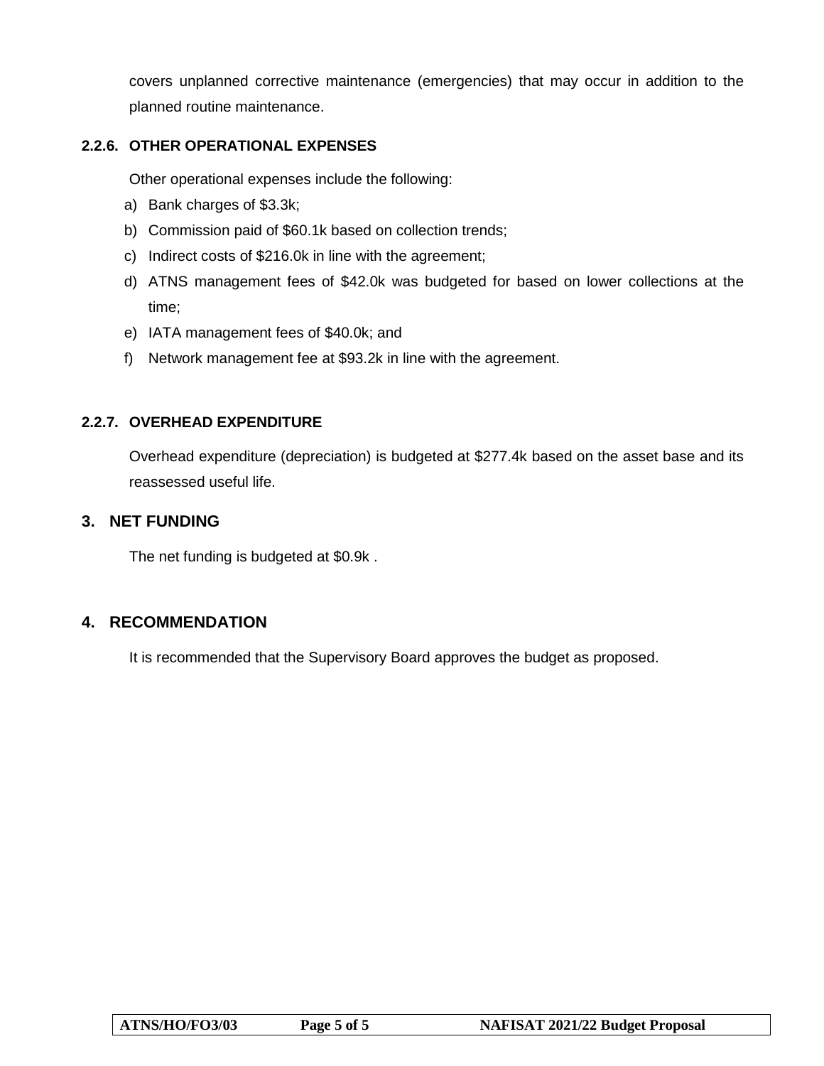covers unplanned corrective maintenance (emergencies) that may occur in addition to the planned routine maintenance.

#### 2.2.6. OTHER OPERATIONAL EXPENSES

Other operational expenses include the following:

a) Bank charges of $3.3k;
b) Commission paid of $60.1k based on collection trends;
c) Indirect costs of $216.0k in line with the agreement;
d) ATNS management fees of $42.0k was budgeted for based on lower collections at the time;
e) IATA management fees of $40.0k; and
f) Network management fee at $93.2k in line with the agreement.

#### 2.2.7. OVERHEAD EXPENDITURE

Overhead expenditure (depreciation) is budgeted at $277.4k based on the asset base and its reassessed useful life.

## 3. NET FUNDING

The net funding is budgeted at $0.9k .

## 4. RECOMMENDATION

It is recommended that the Supervisory Board approves the budget as proposed.